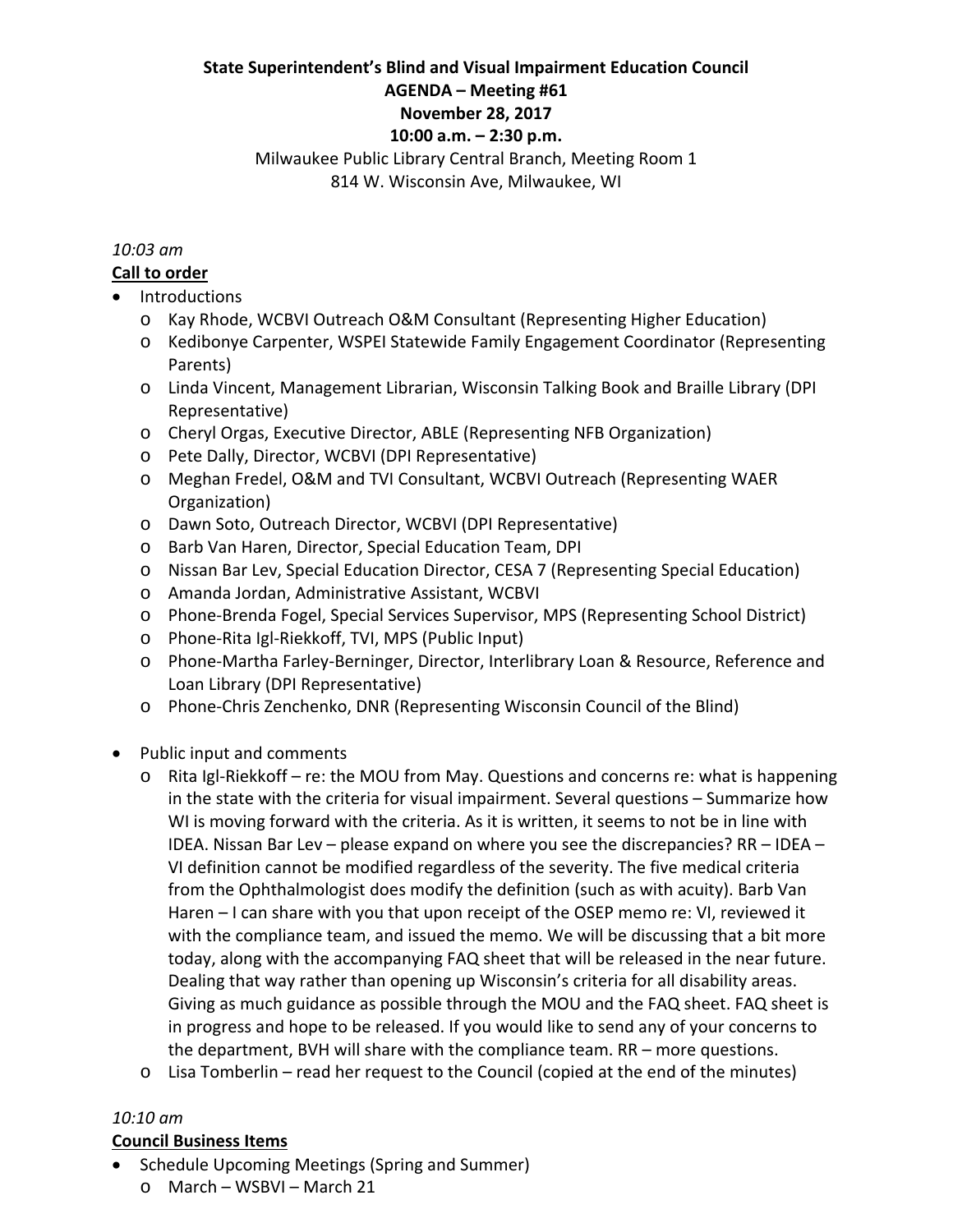**State Superintendent's Blind and Visual Impairment Education Council**
**AGENDA – Meeting #61**
**November 28, 2017**
**10:00 a.m. – 2:30 p.m.**

Milwaukee Public Library Central Branch, Meeting Room 1
814 W. Wisconsin Ave, Milwaukee, WI

*10:03 am*

**Call to order**

- Introductions
  - Kay Rhode, WCBVI Outreach O&M Consultant (Representing Higher Education)
  - Kedibonye Carpenter, WSPEI Statewide Family Engagement Coordinator (Representing Parents)
  - Linda Vincent, Management Librarian, Wisconsin Talking Book and Braille Library (DPI Representative)
  - Cheryl Orgas, Executive Director, ABLE (Representing NFB Organization)
  - Pete Dally, Director, WCBVI (DPI Representative)
  - Meghan Fredel, O&M and TVI Consultant, WCBVI Outreach (Representing WAER Organization)
  - Dawn Soto, Outreach Director, WCBVI (DPI Representative)
  - Barb Van Haren, Director, Special Education Team, DPI
  - Nissan Bar Lev, Special Education Director, CESA 7 (Representing Special Education)
  - Amanda Jordan, Administrative Assistant, WCBVI
  - Phone-Brenda Fogel, Special Services Supervisor, MPS (Representing School District)
  - Phone-Rita Igl-Riekkoff, TVI, MPS (Public Input)
  - Phone-Martha Farley-Berninger, Director, Interlibrary Loan & Resource, Reference and Loan Library (DPI Representative)
  - Phone-Chris Zenchenko, DNR (Representing Wisconsin Council of the Blind)

- Public input and comments
  - Rita Igl-Riekkoff – re: the MOU from May. Questions and concerns re: what is happening in the state with the criteria for visual impairment. Several questions – Summarize how WI is moving forward with the criteria. As it is written, it seems to not be in line with IDEA. Nissan Bar Lev – please expand on where you see the discrepancies? RR – IDEA – VI definition cannot be modified regardless of the severity. The five medical criteria from the Ophthalmologist does modify the definition (such as with acuity). Barb Van Haren – I can share with you that upon receipt of the OSEP memo re: VI, reviewed it with the compliance team, and issued the memo. We will be discussing that a bit more today, along with the accompanying FAQ sheet that will be released in the near future. Dealing that way rather than opening up Wisconsin's criteria for all disability areas. Giving as much guidance as possible through the MOU and the FAQ sheet. FAQ sheet is in progress and hope to be released. If you would like to send any of your concerns to the department, BVH will share with the compliance team. RR – more questions.
  - Lisa Tomberlin – read her request to the Council (copied at the end of the minutes)

*10:10 am*

**Council Business Items**

- Schedule Upcoming Meetings (Spring and Summer)
  - March – WSBVI – March 21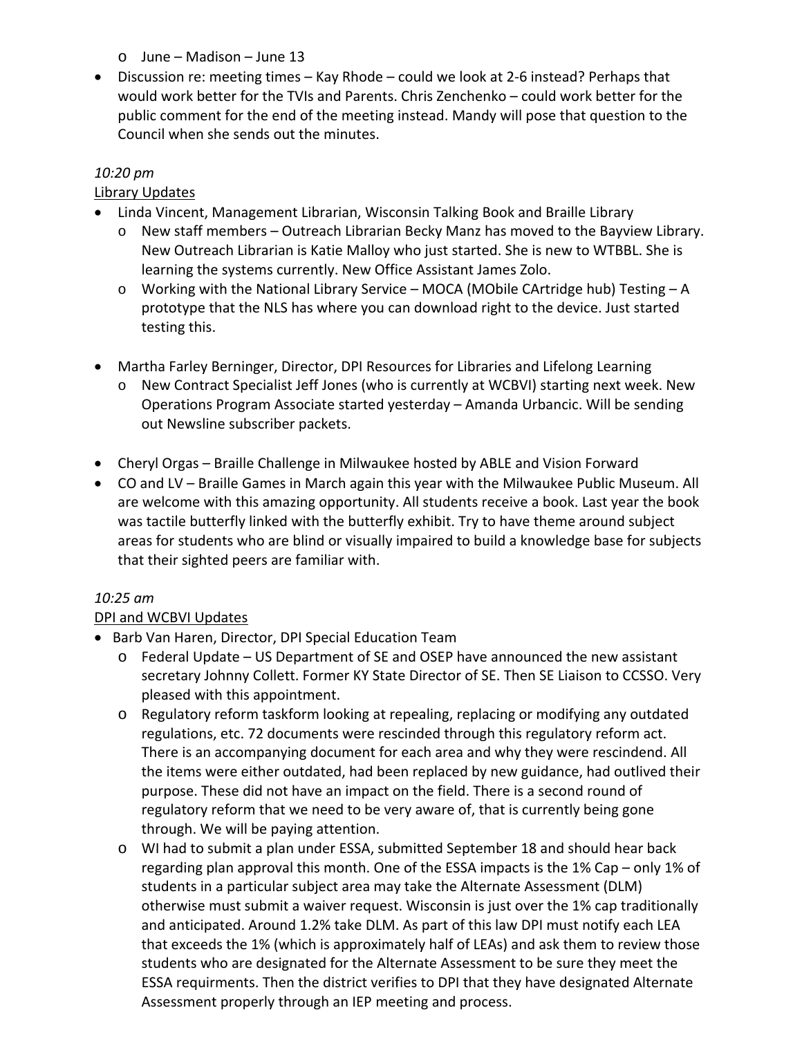- June – Madison – June 13
- Discussion re: meeting times – Kay Rhode – could we look at 2-6 instead? Perhaps that would work better for the TVIs and Parents. Chris Zenchenko – could work better for the public comment for the end of the meeting instead. Mandy will pose that question to the Council when she sends out the minutes.

*10:20 pm*

Library Updates

- Linda Vincent, Management Librarian, Wisconsin Talking Book and Braille Library
  - New staff members – Outreach Librarian Becky Manz has moved to the Bayview Library. New Outreach Librarian is Katie Malloy who just started. She is new to WTBBL. She is learning the systems currently. New Office Assistant James Zolo.
  - Working with the National Library Service – MOCA (MObile CArtridge hub) Testing – A prototype that the NLS has where you can download right to the device. Just started testing this.

- Martha Farley Berninger, Director, DPI Resources for Libraries and Lifelong Learning
  - New Contract Specialist Jeff Jones (who is currently at WCBVI) starting next week. New Operations Program Associate started yesterday – Amanda Urbancic. Will be sending out Newsline subscriber packets.

- Cheryl Orgas – Braille Challenge in Milwaukee hosted by ABLE and Vision Forward
- CO and LV – Braille Games in March again this year with the Milwaukee Public Museum. All are welcome with this amazing opportunity. All students receive a book. Last year the book was tactile butterfly linked with the butterfly exhibit. Try to have theme around subject areas for students who are blind or visually impaired to build a knowledge base for subjects that their sighted peers are familiar with.

*10:25 am*

DPI and WCBVI Updates

- Barb Van Haren, Director, DPI Special Education Team
  - Federal Update – US Department of SE and OSEP have announced the new assistant secretary Johnny Collett. Former KY State Director of SE. Then SE Liaison to CCSSO. Very pleased with this appointment.
  - Regulatory reform taskform looking at repealing, replacing or modifying any outdated regulations, etc. 72 documents were rescinded through this regulatory reform act. There is an accompanying document for each area and why they were rescindend. All the items were either outdated, had been replaced by new guidance, had outlived their purpose. These did not have an impact on the field. There is a second round of regulatory reform that we need to be very aware of, that is currently being gone through. We will be paying attention.
  - WI had to submit a plan under ESSA, submitted September 18 and should hear back regarding plan approval this month. One of the ESSA impacts is the 1% Cap – only 1% of students in a particular subject area may take the Alternate Assessment (DLM) otherwise must submit a waiver request. Wisconsin is just over the 1% cap traditionally and anticipated. Around 1.2% take DLM. As part of this law DPI must notify each LEA that exceeds the 1% (which is approximately half of LEAs) and ask them to review those students who are designated for the Alternate Assessment to be sure they meet the ESSA requirments. Then the district verifies to DPI that they have designated Alternate Assessment properly through an IEP meeting and process.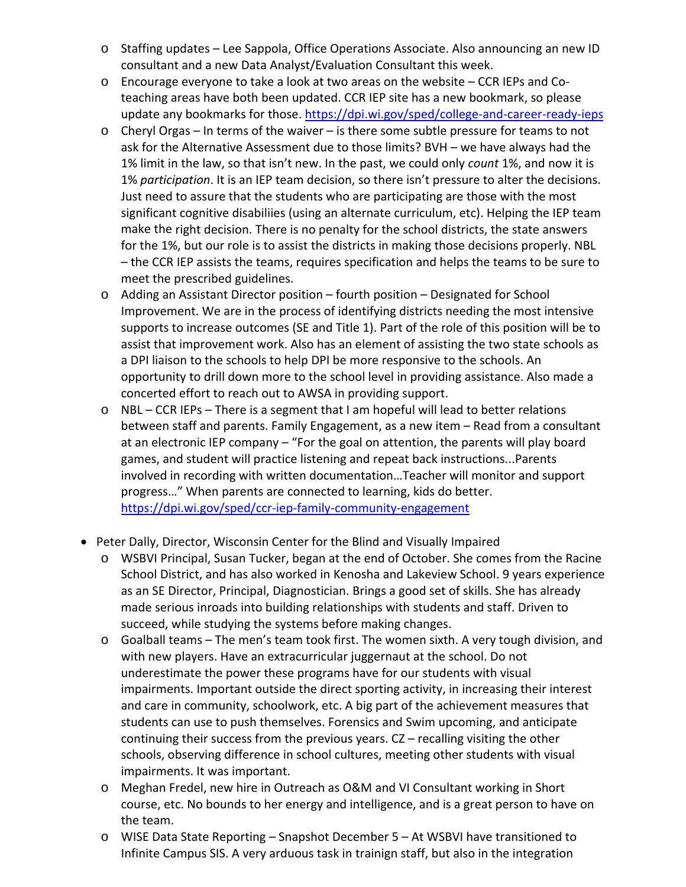- Staffing updates – Lee Sappola, Office Operations Associate. Also announcing an new ID consultant and a new Data Analyst/Evaluation Consultant this week.
- Encourage everyone to take a look at two areas on the website – CCR IEPs and Co-teaching areas have both been updated. CCR IEP site has a new bookmark, so please update any bookmarks for those. https://dpi.wi.gov/sped/college-and-career-ready-ieps
- Cheryl Orgas – In terms of the waiver – is there some subtle pressure for teams to not ask for the Alternative Assessment due to those limits? BVH – we have always had the 1% limit in the law, so that isn't new. In the past, we could only *count* 1%, and now it is 1% *participation*. It is an IEP team decision, so there isn't pressure to alter the decisions. Just need to assure that the students who are participating are those with the most significant cognitive disabiliies (using an alternate curriculum, etc). Helping the IEP team make the right decision. There is no penalty for the school districts, the state answers for the 1%, but our role is to assist the districts in making those decisions properly. NBL – the CCR IEP assists the teams, requires specification and helps the teams to be sure to meet the prescribed guidelines.
- Adding an Assistant Director position – fourth position – Designated for School Improvement. We are in the process of identifying districts needing the most intensive supports to increase outcomes (SE and Title 1). Part of the role of this position will be to assist that improvement work. Also has an element of assisting the two state schools as a DPI liaison to the schools to help DPI be more responsive to the schools. An opportunity to drill down more to the school level in providing assistance. Also made a concerted effort to reach out to AWSA in providing support.
- NBL – CCR IEPs – There is a segment that I am hopeful will lead to better relations between staff and parents. Family Engagement, as a new item – Read from a consultant at an electronic IEP company – "For the goal on attention, the parents will play board games, and student will practice listening and repeat back instructions...Parents involved in recording with written documentation…Teacher will monitor and support progress…" When parents are connected to learning, kids do better. https://dpi.wi.gov/sped/ccr-iep-family-community-engagement

- Peter Dally, Director, Wisconsin Center for the Blind and Visually Impaired
  - WSBVI Principal, Susan Tucker, began at the end of October. She comes from the Racine School District, and has also worked in Kenosha and Lakeview School. 9 years experience as an SE Director, Principal, Diagnostician. Brings a good set of skills. She has already made serious inroads into building relationships with students and staff. Driven to succeed, while studying the systems before making changes.
  - Goalball teams – The men's team took first. The women sixth. A very tough division, and with new players. Have an extracurricular juggernaut at the school. Do not underestimate the power these programs have for our students with visual impairments. Important outside the direct sporting activity, in increasing their interest and care in community, schoolwork, etc. A big part of the achievement measures that students can use to push themselves. Forensics and Swim upcoming, and anticipate continuing their success from the previous years. CZ – recalling visiting the other schools, observing difference in school cultures, meeting other students with visual impairments. It was important.
  - Meghan Fredel, new hire in Outreach as O&M and VI Consultant working in Short course, etc. No bounds to her energy and intelligence, and is a great person to have on the team.
  - WISE Data State Reporting – Snapshot December 5 – At WSBVI have transitioned to Infinite Campus SIS. A very arduous task in trainign staff, but also in the integration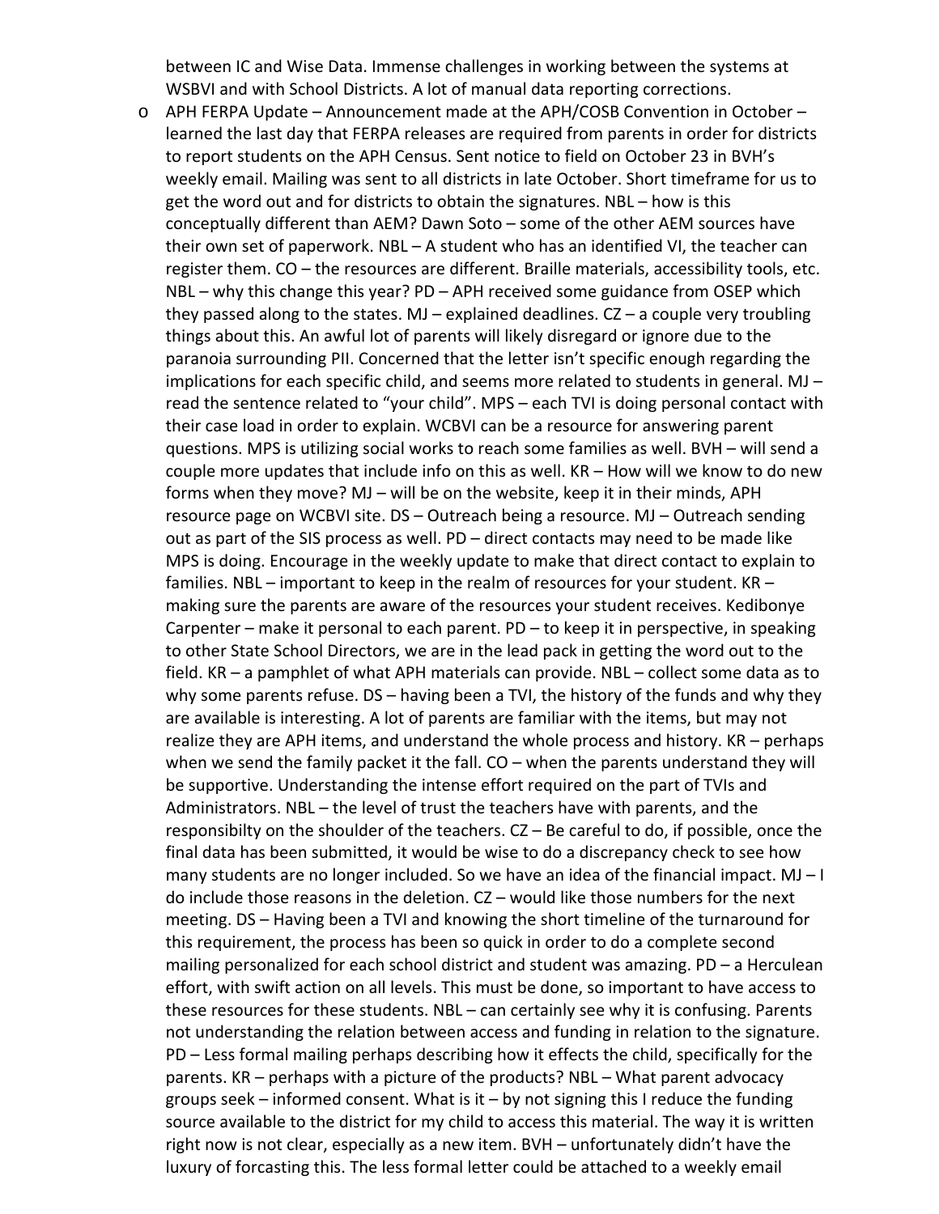between IC and Wise Data. Immense challenges in working between the systems at WSBVI and with School Districts. A lot of manual data reporting corrections.

- APH FERPA Update – Announcement made at the APH/COSB Convention in October – learned the last day that FERPA releases are required from parents in order for districts to report students on the APH Census. Sent notice to field on October 23 in BVH's weekly email. Mailing was sent to all districts in late October. Short timeframe for us to get the word out and for districts to obtain the signatures. NBL – how is this conceptually different than AEM? Dawn Soto – some of the other AEM sources have their own set of paperwork. NBL – A student who has an identified VI, the teacher can register them. CO – the resources are different. Braille materials, accessibility tools, etc. NBL – why this change this year? PD – APH received some guidance from OSEP which they passed along to the states. MJ – explained deadlines. CZ – a couple very troubling things about this. An awful lot of parents will likely disregard or ignore due to the paranoia surrounding PII. Concerned that the letter isn't specific enough regarding the implications for each specific child, and seems more related to students in general. MJ – read the sentence related to "your child". MPS – each TVI is doing personal contact with their case load in order to explain. WCBVI can be a resource for answering parent questions. MPS is utilizing social works to reach some families as well. BVH – will send a couple more updates that include info on this as well. KR – How will we know to do new forms when they move? MJ – will be on the website, keep it in their minds, APH resource page on WCBVI site. DS – Outreach being a resource. MJ – Outreach sending out as part of the SIS process as well. PD – direct contacts may need to be made like MPS is doing. Encourage in the weekly update to make that direct contact to explain to families. NBL – important to keep in the realm of resources for your student. KR – making sure the parents are aware of the resources your student receives. Kedibonye Carpenter – make it personal to each parent. PD – to keep it in perspective, in speaking to other State School Directors, we are in the lead pack in getting the word out to the field. KR – a pamphlet of what APH materials can provide. NBL – collect some data as to why some parents refuse. DS – having been a TVI, the history of the funds and why they are available is interesting. A lot of parents are familiar with the items, but may not realize they are APH items, and understand the whole process and history. KR – perhaps when we send the family packet it the fall. CO – when the parents understand they will be supportive. Understanding the intense effort required on the part of TVIs and Administrators. NBL – the level of trust the teachers have with parents, and the responsibilty on the shoulder of the teachers. CZ – Be careful to do, if possible, once the final data has been submitted, it would be wise to do a discrepancy check to see how many students are no longer included. So we have an idea of the financial impact. MJ – I do include those reasons in the deletion. CZ – would like those numbers for the next meeting. DS – Having been a TVI and knowing the short timeline of the turnaround for this requirement, the process has been so quick in order to do a complete second mailing personalized for each school district and student was amazing. PD – a Herculean effort, with swift action on all levels. This must be done, so important to have access to these resources for these students. NBL – can certainly see why it is confusing. Parents not understanding the relation between access and funding in relation to the signature. PD – Less formal mailing perhaps describing how it effects the child, specifically for the parents. KR – perhaps with a picture of the products? NBL – What parent advocacy groups seek – informed consent. What is it – by not signing this I reduce the funding source available to the district for my child to access this material. The way it is written right now is not clear, especially as a new item. BVH – unfortunately didn't have the luxury of forcasting this. The less formal letter could be attached to a weekly email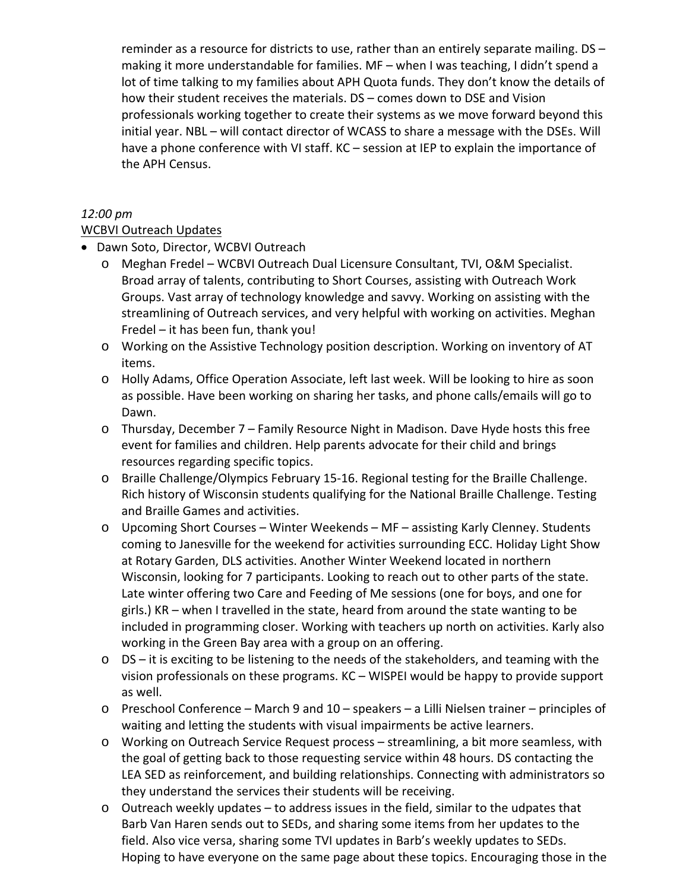reminder as a resource for districts to use, rather than an entirely separate mailing. DS – making it more understandable for families. MF – when I was teaching, I didn't spend a lot of time talking to my families about APH Quota funds. They don't know the details of how their student receives the materials. DS – comes down to DSE and Vision professionals working together to create their systems as we move forward beyond this initial year. NBL – will contact director of WCASS to share a message with the DSEs. Will have a phone conference with VI staff. KC – session at IEP to explain the importance of the APH Census.

*12:00 pm*

<u>WCBVI Outreach Updates</u>

- Dawn Soto, Director, WCBVI Outreach
  - Meghan Fredel – WCBVI Outreach Dual Licensure Consultant, TVI, O&M Specialist. Broad array of talents, contributing to Short Courses, assisting with Outreach Work Groups. Vast array of technology knowledge and savvy. Working on assisting with the streamlining of Outreach services, and very helpful with working on activities. Meghan Fredel – it has been fun, thank you!
  - Working on the Assistive Technology position description. Working on inventory of AT items.
  - Holly Adams, Office Operation Associate, left last week. Will be looking to hire as soon as possible. Have been working on sharing her tasks, and phone calls/emails will go to Dawn.
  - Thursday, December 7 – Family Resource Night in Madison. Dave Hyde hosts this free event for families and children. Help parents advocate for their child and brings resources regarding specific topics.
  - Braille Challenge/Olympics February 15-16. Regional testing for the Braille Challenge. Rich history of Wisconsin students qualifying for the National Braille Challenge. Testing and Braille Games and activities.
  - Upcoming Short Courses – Winter Weekends – MF – assisting Karly Clenney. Students coming to Janesville for the weekend for activities surrounding ECC. Holiday Light Show at Rotary Garden, DLS activities. Another Winter Weekend located in northern Wisconsin, looking for 7 participants. Looking to reach out to other parts of the state. Late winter offering two Care and Feeding of Me sessions (one for boys, and one for girls.) KR – when I travelled in the state, heard from around the state wanting to be included in programming closer. Working with teachers up north on activities. Karly also working in the Green Bay area with a group on an offering.
  - DS – it is exciting to be listening to the needs of the stakeholders, and teaming with the vision professionals on these programs. KC – WISPEI would be happy to provide support as well.
  - Preschool Conference – March 9 and 10 – speakers – a Lilli Nielsen trainer – principles of waiting and letting the students with visual impairments be active learners.
  - Working on Outreach Service Request process – streamlining, a bit more seamless, with the goal of getting back to those requesting service within 48 hours. DS contacting the LEA SED as reinforcement, and building relationships. Connecting with administrators so they understand the services their students will be receiving.
  - Outreach weekly updates – to address issues in the field, similar to the udpates that Barb Van Haren sends out to SEDs, and sharing some items from her updates to the field. Also vice versa, sharing some TVI updates in Barb's weekly updates to SEDs. Hoping to have everyone on the same page about these topics. Encouraging those in the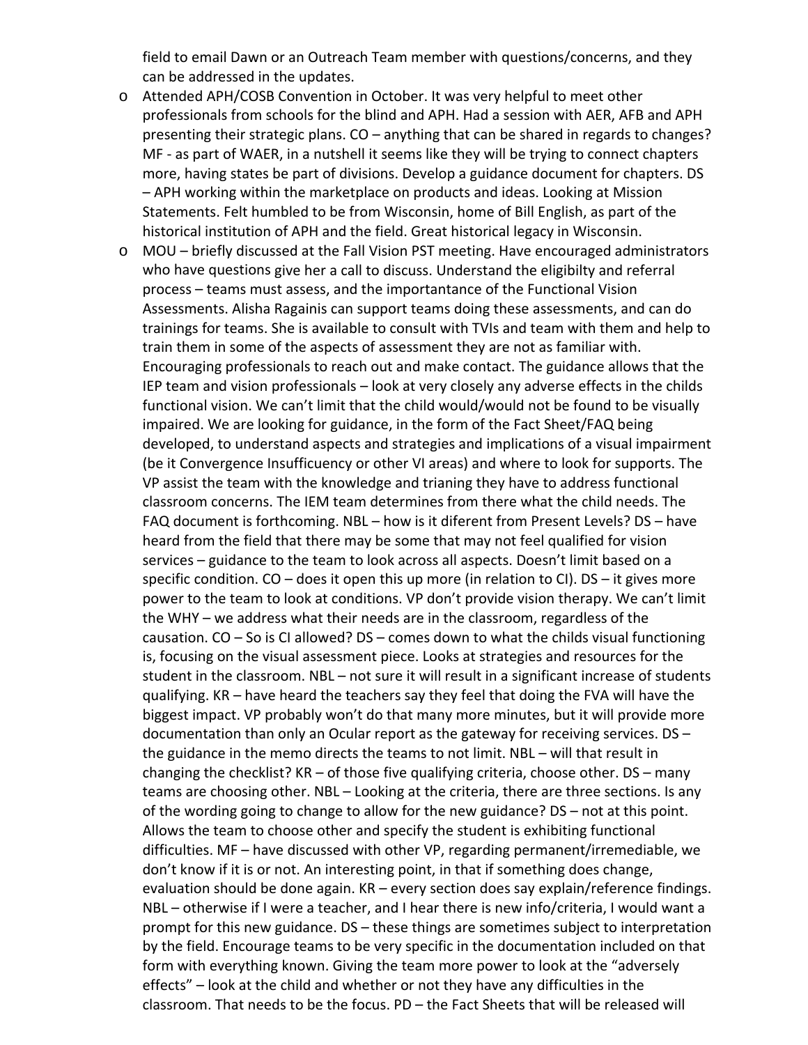field to email Dawn or an Outreach Team member with questions/concerns, and they can be addressed in the updates.

- Attended APH/COSB Convention in October. It was very helpful to meet other professionals from schools for the blind and APH. Had a session with AER, AFB and APH presenting their strategic plans. CO – anything that can be shared in regards to changes? MF - as part of WAER, in a nutshell it seems like they will be trying to connect chapters more, having states be part of divisions. Develop a guidance document for chapters. DS – APH working within the marketplace on products and ideas. Looking at Mission Statements. Felt humbled to be from Wisconsin, home of Bill English, as part of the historical institution of APH and the field. Great historical legacy in Wisconsin.
- MOU – briefly discussed at the Fall Vision PST meeting. Have encouraged administrators who have questions give her a call to discuss. Understand the eligibilty and referral process – teams must assess, and the importantance of the Functional Vision Assessments. Alisha Ragainis can support teams doing these assessments, and can do trainings for teams. She is available to consult with TVIs and team with them and help to train them in some of the aspects of assessment they are not as familiar with. Encouraging professionals to reach out and make contact. The guidance allows that the IEP team and vision professionals – look at very closely any adverse effects in the childs functional vision. We can't limit that the child would/would not be found to be visually impaired. We are looking for guidance, in the form of the Fact Sheet/FAQ being developed, to understand aspects and strategies and implications of a visual impairment (be it Convergence Insufficuency or other VI areas) and where to look for supports. The VP assist the team with the knowledge and trianing they have to address functional classroom concerns. The IEM team determines from there what the child needs. The FAQ document is forthcoming. NBL – how is it diferent from Present Levels? DS – have heard from the field that there may be some that may not feel qualified for vision services – guidance to the team to look across all aspects. Doesn't limit based on a specific condition. CO – does it open this up more (in relation to CI). DS – it gives more power to the team to look at conditions. VP don't provide vision therapy. We can't limit the WHY – we address what their needs are in the classroom, regardless of the causation. CO – So is CI allowed? DS – comes down to what the childs visual functioning is, focusing on the visual assessment piece. Looks at strategies and resources for the student in the classroom. NBL – not sure it will result in a significant increase of students qualifying. KR – have heard the teachers say they feel that doing the FVA will have the biggest impact. VP probably won't do that many more minutes, but it will provide more documentation than only an Ocular report as the gateway for receiving services. DS – the guidance in the memo directs the teams to not limit. NBL – will that result in changing the checklist? KR – of those five qualifying criteria, choose other. DS – many teams are choosing other. NBL – Looking at the criteria, there are three sections. Is any of the wording going to change to allow for the new guidance? DS – not at this point. Allows the team to choose other and specify the student is exhibiting functional difficulties. MF – have discussed with other VP, regarding permanent/irremediable, we don't know if it is or not. An interesting point, in that if something does change, evaluation should be done again. KR – every section does say explain/reference findings. NBL – otherwise if I were a teacher, and I hear there is new info/criteria, I would want a prompt for this new guidance. DS – these things are sometimes subject to interpretation by the field. Encourage teams to be very specific in the documentation included on that form with everything known. Giving the team more power to look at the "adversely effects" – look at the child and whether or not they have any difficulties in the classroom. That needs to be the focus. PD – the Fact Sheets that will be released will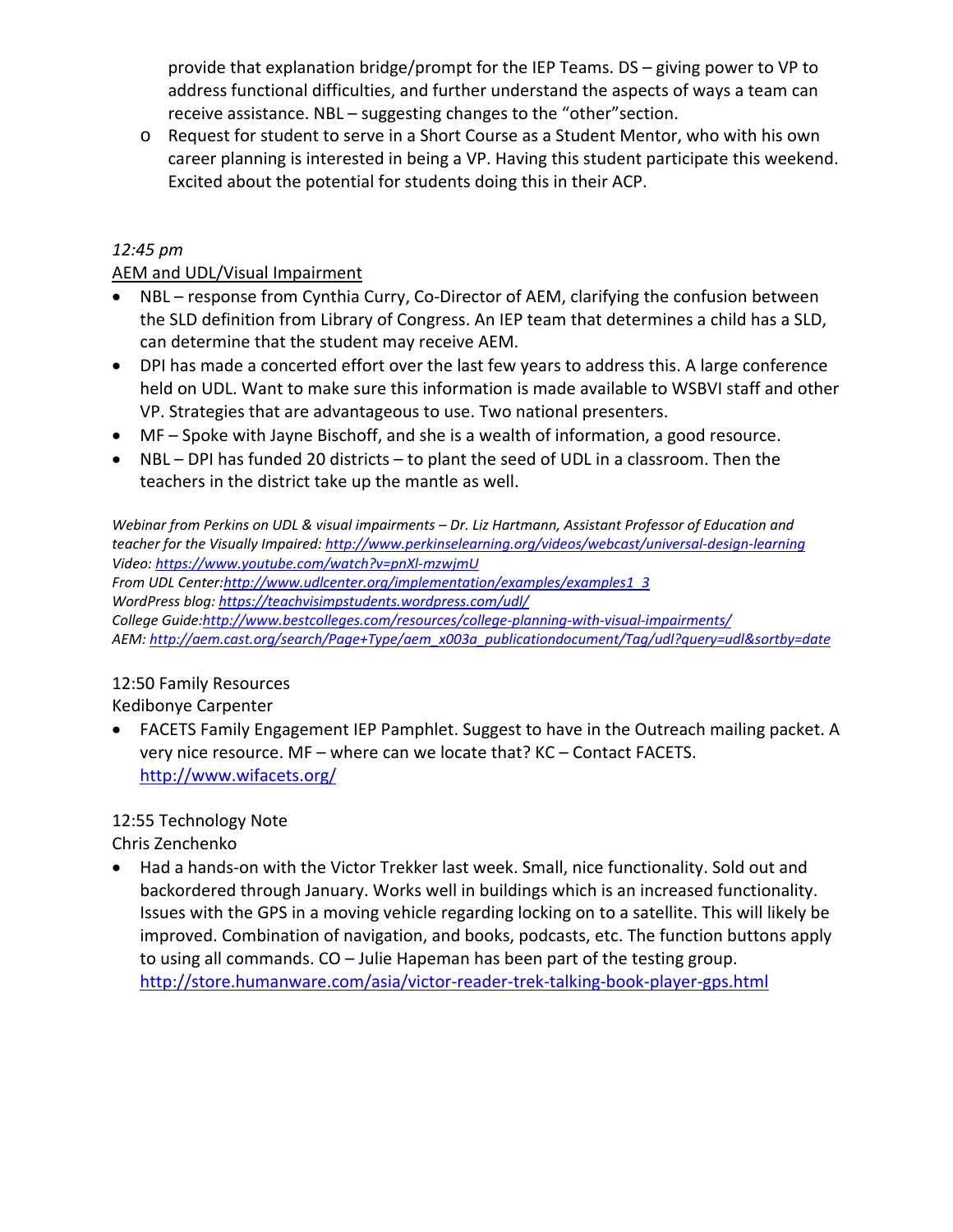provide that explanation bridge/prompt for the IEP Teams. DS – giving power to VP to address functional difficulties, and further understand the aspects of ways a team can receive assistance. NBL – suggesting changes to the "other"section.

- Request for student to serve in a Short Course as a Student Mentor, who with his own career planning is interested in being a VP. Having this student participate this weekend. Excited about the potential for students doing this in their ACP.

*12:45 pm*

AEM and UDL/Visual Impairment

- NBL – response from Cynthia Curry, Co-Director of AEM, clarifying the confusion between the SLD definition from Library of Congress. An IEP team that determines a child has a SLD, can determine that the student may receive AEM.
- DPI has made a concerted effort over the last few years to address this. A large conference held on UDL. Want to make sure this information is made available to WSBVI staff and other VP. Strategies that are advantageous to use. Two national presenters.
- MF – Spoke with Jayne Bischoff, and she is a wealth of information, a good resource.
- NBL – DPI has funded 20 districts – to plant the seed of UDL in a classroom. Then the teachers in the district take up the mantle as well.

*Webinar from Perkins on UDL & visual impairments – Dr. Liz Hartmann, Assistant Professor of Education and teacher for the Visually Impaired: http://www.perkinselearning.org/videos/webcast/universal-design-learning*
*Video: https://www.youtube.com/watch?v=pnXl-mzwjmU*
*From UDL Center:http://www.udlcenter.org/implementation/examples/examples1_3*
*WordPress blog: https://teachvisimpstudents.wordpress.com/udl/*
*College Guide:http://www.bestcolleges.com/resources/college-planning-with-visual-impairments/*
*AEM: http://aem.cast.org/search/Page+Type/aem_x003a_publicationdocument/Tag/udl?query=udl&sortby=date*

12:50 Family Resources
Kedibonye Carpenter

- FACETS Family Engagement IEP Pamphlet. Suggest to have in the Outreach mailing packet. A very nice resource. MF – where can we locate that? KC – Contact FACETS. http://www.wifacets.org/

12:55 Technology Note
Chris Zenchenko

- Had a hands-on with the Victor Trekker last week. Small, nice functionality. Sold out and backordered through January. Works well in buildings which is an increased functionality. Issues with the GPS in a moving vehicle regarding locking on to a satellite. This will likely be improved. Combination of navigation, and books, podcasts, etc. The function buttons apply to using all commands. CO – Julie Hapeman has been part of the testing group. http://store.humanware.com/asia/victor-reader-trek-talking-book-player-gps.html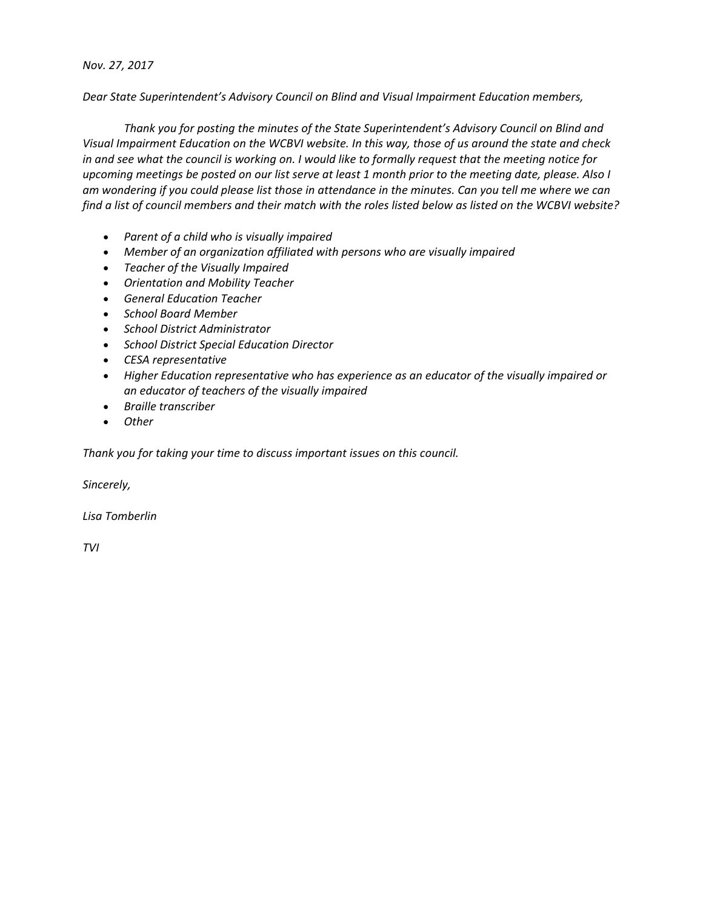*Nov. 27, 2017*

*Dear State Superintendent's Advisory Council on Blind and Visual Impairment Education members,*

*Thank you for posting the minutes of the State Superintendent's Advisory Council on Blind and Visual Impairment Education on the WCBVI website. In this way, those of us around the state and check in and see what the council is working on. I would like to formally request that the meeting notice for upcoming meetings be posted on our list serve at least 1 month prior to the meeting date, please. Also I am wondering if you could please list those in attendance in the minutes. Can you tell me where we can find a list of council members and their match with the roles listed below as listed on the WCBVI website?*

- *Parent of a child who is visually impaired*
- *Member of an organization affiliated with persons who are visually impaired*
- *Teacher of the Visually Impaired*
- *Orientation and Mobility Teacher*
- *General Education Teacher*
- *School Board Member*
- *School District Administrator*
- *School District Special Education Director*
- *CESA representative*
- *Higher Education representative who has experience as an educator of the visually impaired or an educator of teachers of the visually impaired*
- *Braille transcriber*
- *Other*

*Thank you for taking your time to discuss important issues on this council.*

*Sincerely,*

*Lisa Tomberlin*

*TVI*